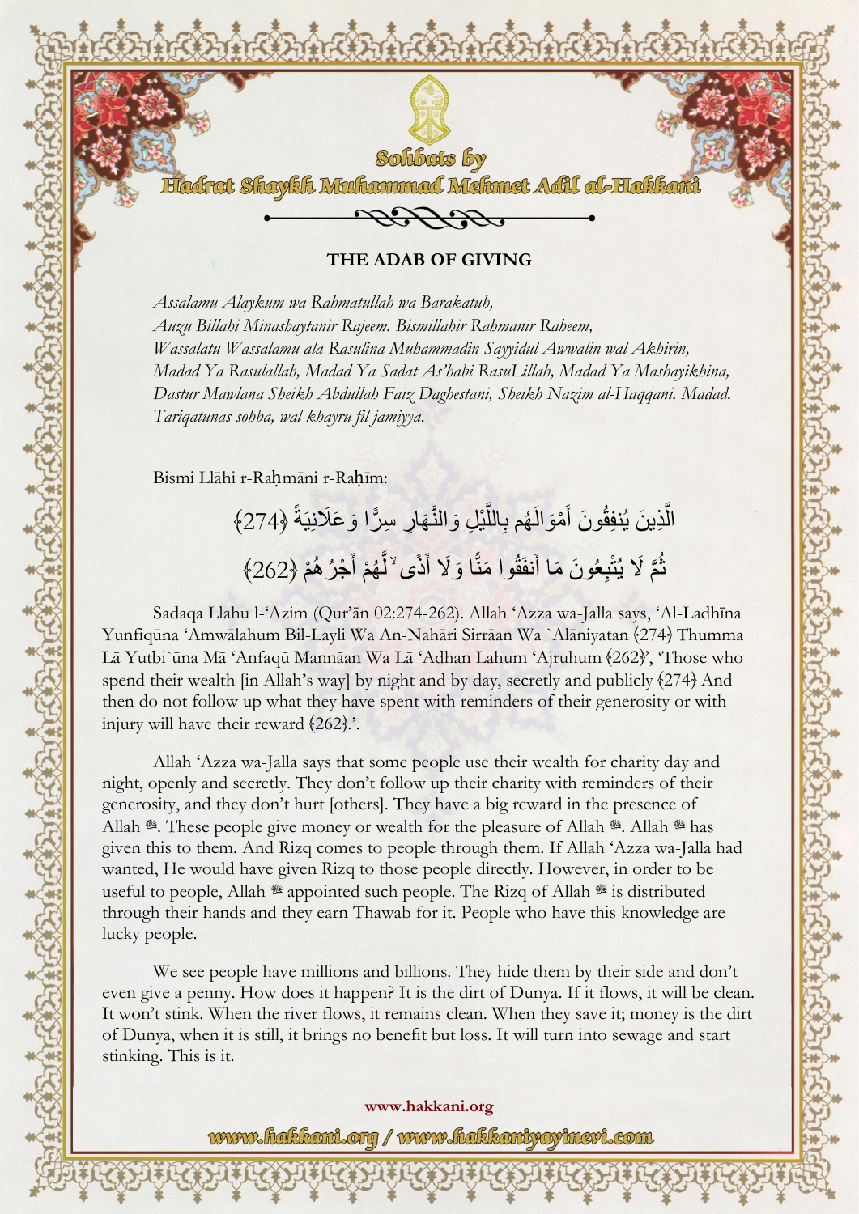Sohbats by

Hadrat Shaykh Muhammad Mehmet Adil al-Hakkani

## THE ADAB OF GIVING

*Assalamu Alaykum wa Rahmatullah wa Barakatuh,*
*Auzu Billahi Minashaytanir Rajeem. Bismillahir Rahmanir Raheem,*
*Wassalatu Wassalamu ala Rasulina Muhammadin Sayyidul Awwalin wal Akhirin,*
*Madad Ya Rasulallah, Madad Ya Sadat As'habi RasuLillah, Madad Ya Mashayikhina,*
*Dastur Mawlana Sheikh Abdullah Faiz Daghestani, Sheikh Nazim al-Haqqani. Madad.*
*Tariqatunas sohba, wal khayru fil jamiyya.*

Bismi Llāhi r-Raḥmāni r-Raḥīm:

الَّذِينَ يُنفِقُونَ أَمْوَالَهُم بِاللَّيْلِ وَالنَّهَارِ سِرًّا وَعَلَانِيَةً ﴿274﴾

ثُمَّ لَا يُتْبِعُونَ مَا أَنفَقُوا مَنًّا وَلَا أَذًى ۙ لَّهُمْ أَجْرُهُمْ ﴿262﴾

Sadaqa Llahu l-'Azim (Qur'ān 02:274-262). Allah 'Azza wa-Jalla says, 'Al-Ladhīna Yunfiqūna 'Amwālahum Bil-Layli Wa An-Nahāri Sirrāan Wa `Alāniyatan ﴿274﴾ Thumma Lā Yutbi`ūna Mā 'Anfaqū Mannāan Wa Lā 'Adhan Lahum 'Ajruhum ﴿262﴾', 'Those who spend their wealth [in Allah's way] by night and by day, secretly and publicly ﴿274﴾ And then do not follow up what they have spent with reminders of their generosity or with injury will have their reward ﴿262﴾.'.

Allah 'Azza wa-Jalla says that some people use their wealth for charity day and night, openly and secretly. They don't follow up their charity with reminders of their generosity, and they don't hurt [others]. They have a big reward in the presence of Allah ﷻ. These people give money or wealth for the pleasure of Allah ﷻ. Allah ﷻ has given this to them. And Rizq comes to people through them. If Allah 'Azza wa-Jalla had wanted, He would have given Rizq to those people directly. However, in order to be useful to people, Allah ﷻ appointed such people. The Rizq of Allah ﷻ is distributed through their hands and they earn Thawab for it. People who have this knowledge are lucky people.

We see people have millions and billions. They hide them by their side and don't even give a penny. How does it happen? It is the dirt of Dunya. If it flows, it will be clean. It won't stink. When the river flows, it remains clean. When they save it; money is the dirt of Dunya, when it is still, it brings no benefit but loss. It will turn into sewage and start stinking. This is it.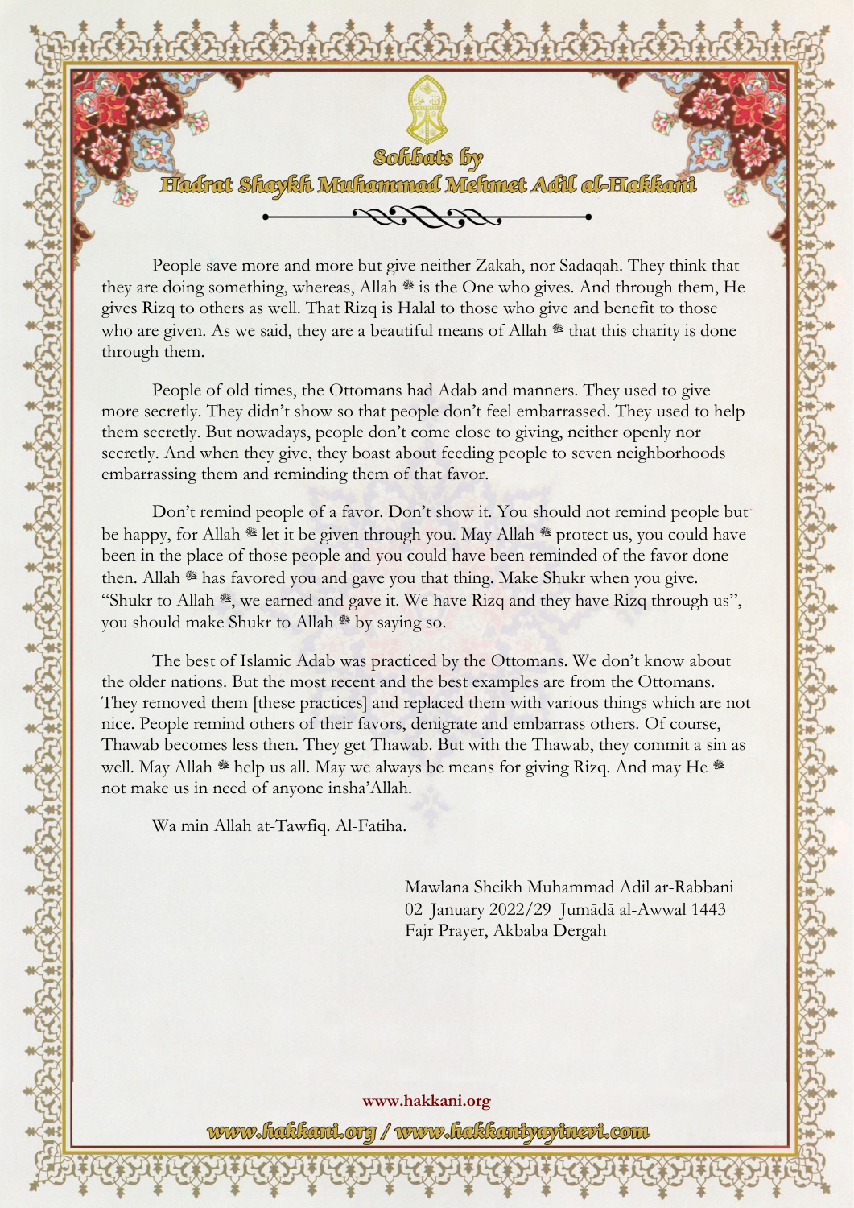People save more and more but give neither Zakah, nor Sadaqah. They think that they are doing something, whereas, Allah ﷻ is the One who gives. And through them, He gives Rizq to others as well. That Rizq is Halal to those who give and benefit to those who are given. As we said, they are a beautiful means of Allah ﷻ that this charity is done through them.

People of old times, the Ottomans had Adab and manners. They used to give more secretly. They didn't show so that people don't feel embarrassed. They used to help them secretly. But nowadays, people don't come close to giving, neither openly nor secretly. And when they give, they boast about feeding people to seven neighborhoods embarrassing them and reminding them of that favor.

Don't remind people of a favor. Don't show it. You should not remind people but be happy, for Allah ﷻ let it be given through you. May Allah ﷻ protect us, you could have been in the place of those people and you could have been reminded of the favor done then. Allah ﷻ has favored you and gave you that thing. Make Shukr when you give. "Shukr to Allah ﷻ, we earned and gave it. We have Rizq and they have Rizq through us", you should make Shukr to Allah ﷻ by saying so.

The best of Islamic Adab was practiced by the Ottomans. We don't know about the older nations. But the most recent and the best examples are from the Ottomans. They removed them [these practices] and replaced them with various things which are not nice. People remind others of their favors, denigrate and embarrass others. Of course, Thawab becomes less then. They get Thawab. But with the Thawab, they commit a sin as well. May Allah ﷻ help us all. May we always be means for giving Rizq. And may He ﷻ not make us in need of anyone insha'Allah.

Wa min Allah at-Tawfiq. Al-Fatiha.

Mawlana Sheikh Muhammad Adil ar-Rabbani
02 January 2022/29 Jumādā al-Awwal 1443
Fajr Prayer, Akbaba Dergah

www.hakkani.org